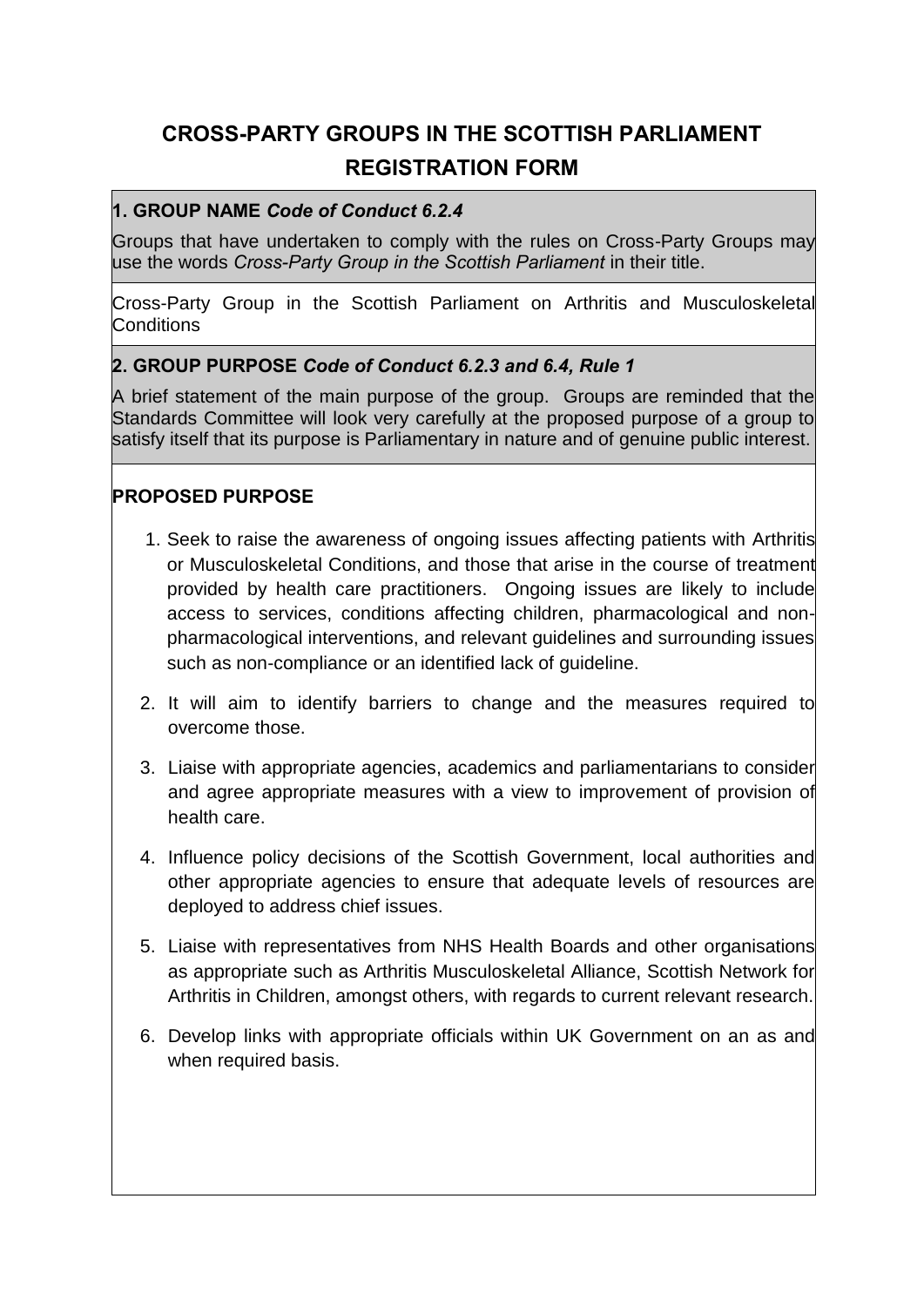# CROSS-PARTY GROUPS IN THE SCOTTISH PARLIAMENT REGISTRATION FORM

## 1. GROUP NAME *Code of Conduct 6.2.4*

Groups that have undertaken to comply with the rules on Cross-Party Groups may use the words *Cross-Party Group in the Scottish Parliament* in their title.

Cross-Party Group in the Scottish Parliament on Arthritis and Musculoskeletal Conditions

## 2. GROUP PURPOSE *Code of Conduct 6.2.3 and 6.4, Rule 1*

A brief statement of the main purpose of the group. Groups are reminded that the Standards Committee will look very carefully at the proposed purpose of a group to satisfy itself that its purpose is Parliamentary in nature and of genuine public interest.

### PROPOSED PURPOSE

1. Seek to raise the awareness of ongoing issues affecting patients with Arthritis or Musculoskeletal Conditions, and those that arise in the course of treatment provided by health care practitioners. Ongoing issues are likely to include access to services, conditions affecting children, pharmacological and non-pharmacological interventions, and relevant guidelines and surrounding issues such as non-compliance or an identified lack of guideline.
2. It will aim to identify barriers to change and the measures required to overcome those.
3. Liaise with appropriate agencies, academics and parliamentarians to consider and agree appropriate measures with a view to improvement of provision of health care.
4. Influence policy decisions of the Scottish Government, local authorities and other appropriate agencies to ensure that adequate levels of resources are deployed to address chief issues.
5. Liaise with representatives from NHS Health Boards and other organisations as appropriate such as Arthritis Musculoskeletal Alliance, Scottish Network for Arthritis in Children, amongst others, with regards to current relevant research.
6. Develop links with appropriate officials within UK Government on an as and when required basis.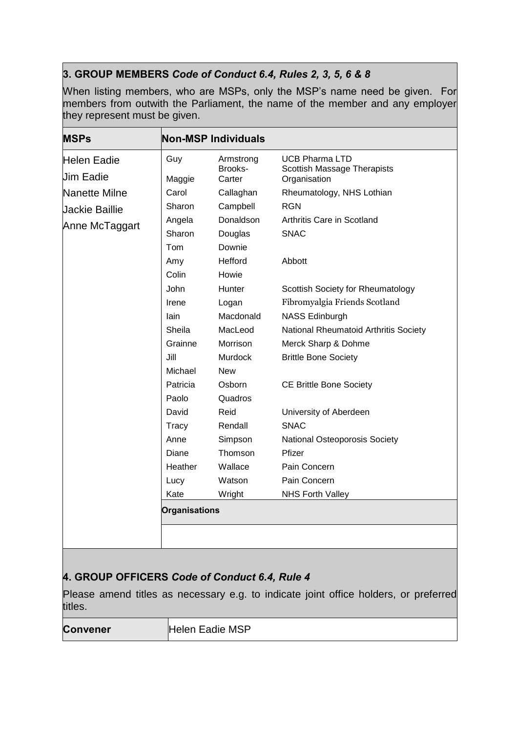## 3. GROUP MEMBERS *Code of Conduct 6.4, Rules 2, 3, 5, 6 & 8*

When listing members, who are MSPs, only the MSP's name need be given. For members from outwith the Parliament, the name of the member and any employer they represent must be given.

| MSPs | Non-MSP Individuals | | |
|---|---|---|---|
| Helen Eadie | Guy | Armstrong | UCB Pharma LTD |
| Jim Eadie | Maggie | Brooks-Carter | Scottish Massage Therapists Organisation |
| Nanette Milne | Carol | Callaghan | Rheumatology, NHS Lothian |
| Jackie Baillie | Sharon | Campbell | RGN |
| Anne McTaggart | Angela | Donaldson | Arthritis Care in Scotland |
| | Sharon | Douglas | SNAC |
| | Tom | Downie | |
| | Amy | Hefford | Abbott |
| | Colin | Howie | |
| | John | Hunter | Scottish Society for Rheumatology |
| | Irene | Logan | Fibromyalgia Friends Scotland |
| | Iain | Macdonald | NASS Edinburgh |
| | Sheila | MacLeod | National Rheumatoid Arthritis Society |
| | Grainne | Morrison | Merck Sharp & Dohme |
| | Jill | Murdock | Brittle Bone Society |
| | Michael | New | |
| | Patricia | Osborn | CE Brittle Bone Society |
| | Paolo | Quadros | |
| | David | Reid | University of Aberdeen |
| | Tracy | Rendall | SNAC |
| | Anne | Simpson | National Osteoporosis Society |
| | Diane | Thomson | Pfizer |
| | Heather | Wallace | Pain Concern |
| | Lucy | Watson | Pain Concern |
| | Kate | Wright | NHS Forth Valley |
| | **Organisations** | | |
| | | | |

## 4. GROUP OFFICERS *Code of Conduct 6.4, Rule 4*

Please amend titles as necessary e.g. to indicate joint office holders, or preferred titles.

| **Convener** | Helen Eadie MSP |
|---|---|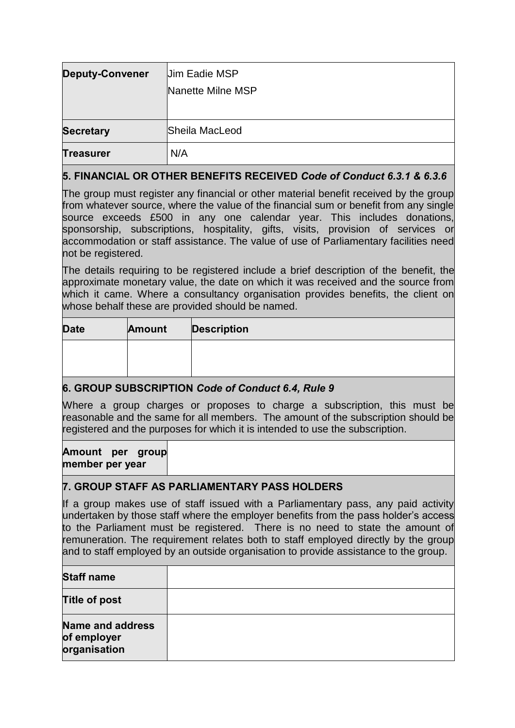| | |
|---|---|
| **Deputy-Convener** | Jim Eadie MSP<br>Nanette Milne MSP |
| **Secretary** | Sheila MacLeod |
| **Treasurer** | N/A |

## 5. FINANCIAL OR OTHER BENEFITS RECEIVED *Code of Conduct 6.3.1 & 6.3.6*

The group must register any financial or other material benefit received by the group from whatever source, where the value of the financial sum or benefit from any single source exceeds £500 in any one calendar year. This includes donations, sponsorship, subscriptions, hospitality, gifts, visits, provision of services or accommodation or staff assistance. The value of use of Parliamentary facilities need not be registered.

The details requiring to be registered include a brief description of the benefit, the approximate monetary value, the date on which it was received and the source from which it came. Where a consultancy organisation provides benefits, the client on whose behalf these are provided should be named.

| **Date** | **Amount** | **Description** |
|---|---|---|
| | | |

## 6. GROUP SUBSCRIPTION *Code of Conduct 6.4, Rule 9*

Where a group charges or proposes to charge a subscription, this must be reasonable and the same for all members. The amount of the subscription should be registered and the purposes for which it is intended to use the subscription.

| | |
|---|---|
| **Amount per group member per year** | |

## 7. GROUP STAFF AS PARLIAMENTARY PASS HOLDERS

If a group makes use of staff issued with a Parliamentary pass, any paid activity undertaken by those staff where the employer benefits from the pass holder's access to the Parliament must be registered. There is no need to state the amount of remuneration. The requirement relates both to staff employed directly by the group and to staff employed by an outside organisation to provide assistance to the group.

| | |
|---|---|
| **Staff name** | |
| **Title of post** | |
| **Name and address of employer organisation** | |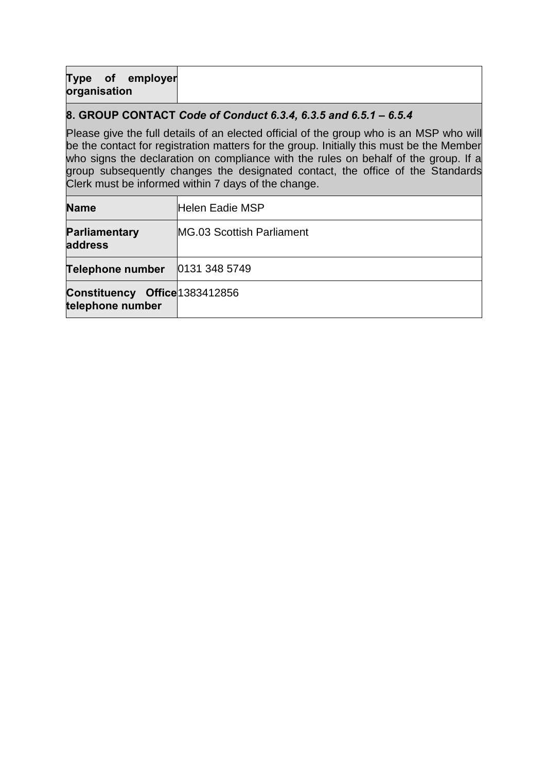| | |
|---|---|
| **Type of employer organisation** | |

## 8. GROUP CONTACT *Code of Conduct 6.3.4, 6.3.5 and 6.5.1 – 6.5.4*

Please give the full details of an elected official of the group who is an MSP who will be the contact for registration matters for the group. Initially this must be the Member who signs the declaration on compliance with the rules on behalf of the group. If a group subsequently changes the designated contact, the office of the Standards Clerk must be informed within 7 days of the change.

| | |
|---|---|
| **Name** | Helen Eadie MSP |
| **Parliamentary address** | MG.03 Scottish Parliament |
| **Telephone number** | 0131 348 5749 |
| **Constituency Office telephone number** | 1383412856 |